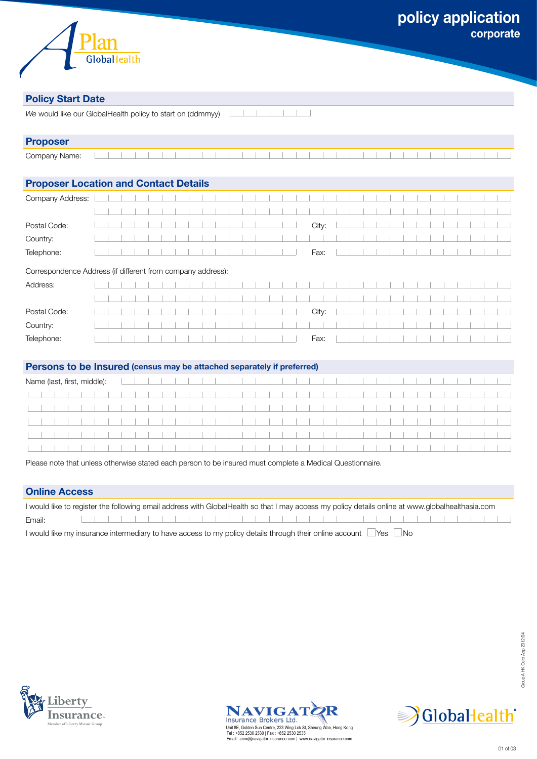# policy application
## corporate

APlan GlobalHealth

## Policy Start Date

*We* would like our GlobalHealth policy to start on (ddmmyy)

## Proposer

Company Name:

## Proposer Location and Contact Details

Company Address:

Postal Code: City:

Country:

Telephone: Fax:

Correspondence Address (if different from company address):

Address:

Postal Code: City:

Country:

Telephone: Fax:

## Persons to be Insured (census may be attached separately if preferred)

Name (last, first, middle):

Please note that unless otherwise stated each person to be insured must complete a Medical Questionnaire.

## Online Access

I would like to register the following email address with GlobalHealth so that I may access my policy details online at www.globalhealthasia.com

Email:

I would like my insurance intermediary to have access to my policy details through their online account ☐ Yes ☐ No

Liberty Insurance. Member of Liberty Mutual Group

NAVIGATOR Insurance Brokers Ltd.
Unit 8E, Golden Sun Centre, 223 Wing Lok St, Sheung Wan, Hong Kong
Tel : +852 2530 2530 | Fax : +852 2530 2535
Email : crew@navigator-insurance.com | www.navigator-insurance.com

GlobalHealth®

Group A HK Corp App 2012.04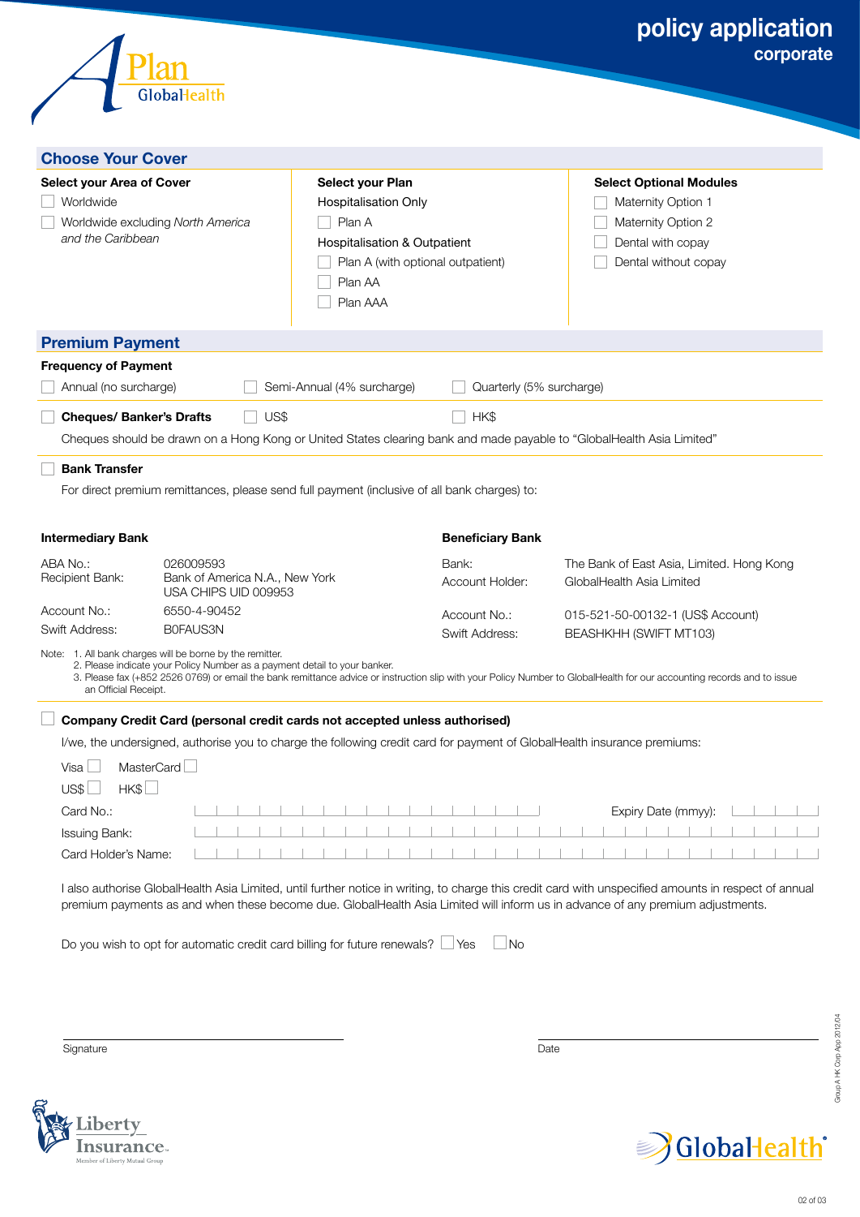# policy application

## corporate

## Choose Your Cover

| Select your Area of Cover | Select your Plan | Select Optional Modules |
|---|---|---|
| ☐ Worldwide | Hospitalisation Only | ☐ Maternity Option 1 |
| ☐ Worldwide excluding *North America and the Caribbean* | ☐ Plan A | ☐ Maternity Option 2 |
| | Hospitalisation & Outpatient | ☐ Dental with copay |
| | ☐ Plan A (with optional outpatient) | ☐ Dental without copay |
| | ☐ Plan AA | |
| | ☐ Plan AAA | |

## Premium Payment

**Frequency of Payment**

☐ Annual (no surcharge)  ☐ Semi-Annual (4% surcharge)  ☐ Quarterly (5% surcharge)

☐ **Cheques/ Banker's Drafts**  ☐ US$  ☐ HK$

Cheques should be drawn on a Hong Kong or United States clearing bank and made payable to "GlobalHealth Asia Limited"

☐ **Bank Transfer**

For direct premium remittances, please send full payment (inclusive of all bank charges) to:

**Intermediary Bank**

| | |
|---|---|
| ABA No.: | 026009593 |
| Recipient Bank: | Bank of America N.A., New York USA CHIPS UID 009953 |
| Account No.: | 6550-4-90452 |
| Swift Address: | B0FAUS3N |

**Beneficiary Bank**

| | |
|---|---|
| Bank: | The Bank of East Asia, Limited. Hong Kong |
| Account Holder: | GlobalHealth Asia Limited |
| Account No.: | 015-521-50-00132-1 (US$ Account) |
| Swift Address: | BEASHKHH (SWIFT MT103) |

Note:
1. All bank charges will be borne by the remitter.
2. Please indicate your Policy Number as a payment detail to your banker.
3. Please fax (+852 2526 0769) or email the bank remittance advice or instruction slip with your Policy Number to GlobalHealth for our accounting records and to issue an Official Receipt.

☐ **Company Credit Card (personal credit cards not accepted unless authorised)**

I/we, the undersigned, authorise you to charge the following credit card for payment of GlobalHealth insurance premiums:

Visa ☐  MasterCard ☐

US$ ☐  HK$ ☐

Card No.: ____________________  Expiry Date (mmyy): ________

Issuing Bank: ____________________

Card Holder's Name: ____________________

I also authorise GlobalHealth Asia Limited, until further notice in writing, to charge this credit card with unspecified amounts in respect of annual premium payments as and when these become due. GlobalHealth Asia Limited will inform us in advance of any premium adjustments.

Do you wish to opt for automatic credit card billing for future renewals? ☐ Yes ☐ No

Signature ____________________  Date ____________________

Group A HK Corp App 2012.04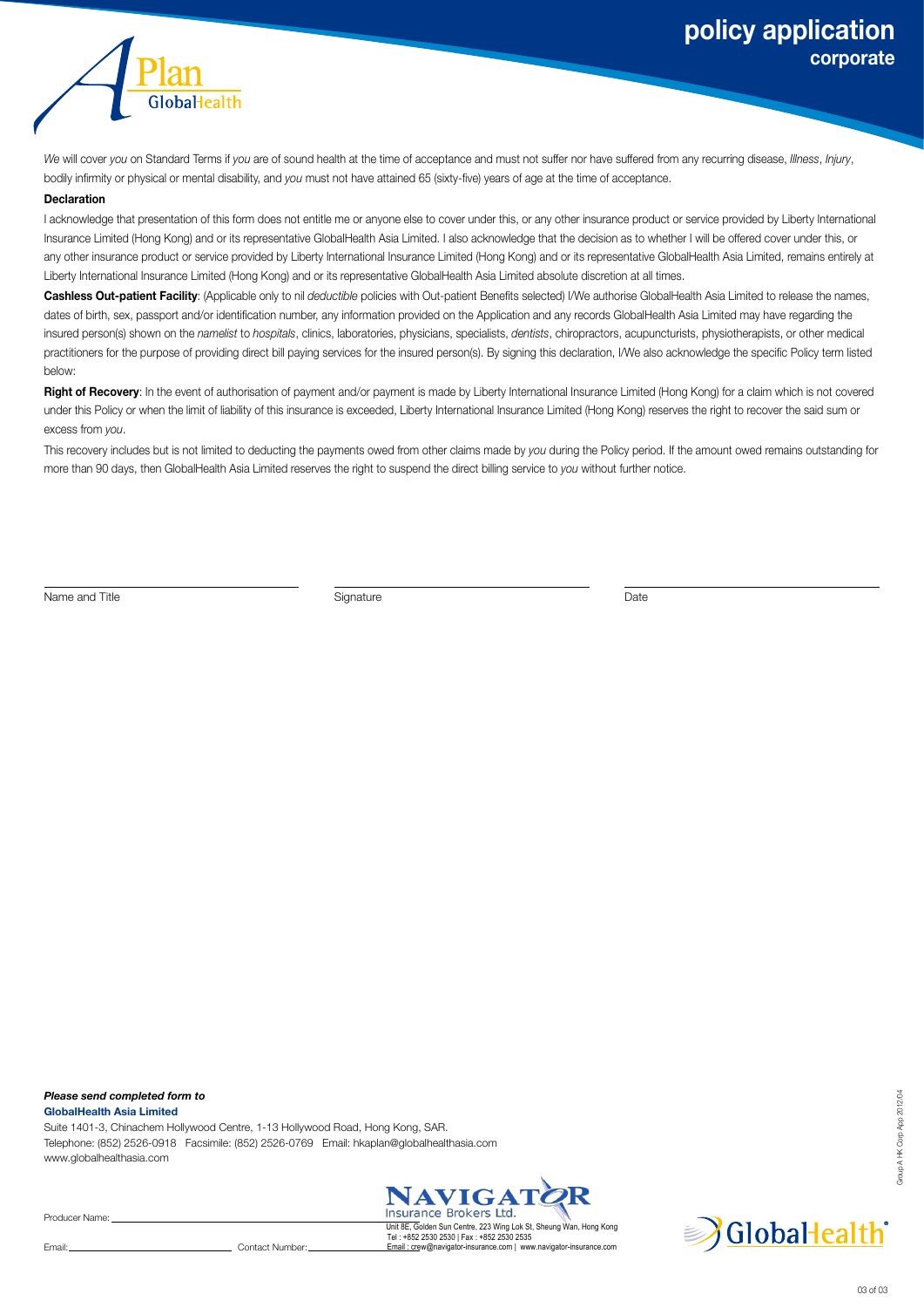# policy application

## corporate

*We* will cover *you* on Standard Terms if *you* are of sound health at the time of acceptance and must not suffer nor have suffered from any recurring disease, *Illness*, *Injury*, bodily infirmity or physical or mental disability, and *you* must not have attained 65 (sixty-five) years of age at the time of acceptance.

### Declaration

I acknowledge that presentation of this form does not entitle me or anyone else to cover under this, or any other insurance product or service provided by Liberty International Insurance Limited (Hong Kong) and or its representative GlobalHealth Asia Limited. I also acknowledge that the decision as to whether I will be offered cover under this, or any other insurance product or service provided by Liberty International Insurance Limited (Hong Kong) and or its representative GlobalHealth Asia Limited, remains entirely at Liberty International Insurance Limited (Hong Kong) and or its representative GlobalHealth Asia Limited absolute discretion at all times.

**Cashless Out-patient Facility**: (Applicable only to nil *deductible* policies with Out-patient Benefits selected) I/We authorise GlobalHealth Asia Limited to release the names, dates of birth, sex, passport and/or identification number, any information provided on the Application and any records GlobalHealth Asia Limited may have regarding the insured person(s) shown on the *namelist* to *hospitals*, clinics, laboratories, physicians, specialists, *dentists*, chiropractors, acupuncturists, physiotherapists, or other medical practitioners for the purpose of providing direct bill paying services for the insured person(s). By signing this declaration, I/We also acknowledge the specific Policy term listed below:

**Right of Recovery**: In the event of authorisation of payment and/or payment is made by Liberty International Insurance Limited (Hong Kong) for a claim which is not covered under this Policy or when the limit of liability of this insurance is exceeded, Liberty International Insurance Limited (Hong Kong) reserves the right to recover the said sum or excess from *you*.

This recovery includes but is not limited to deducting the payments owed from other claims made by *you* during the Policy period. If the amount owed remains outstanding for more than 90 days, then GlobalHealth Asia Limited reserves the right to suspend the direct billing service to *you* without further notice.

Name and Title ____________________ Signature ____________________ Date ____________________

***Please send completed form to***
**GlobalHealth Asia Limited**
Suite 1401-3, Chinachem Hollywood Centre, 1-13 Hollywood Road, Hong Kong, SAR.
Telephone: (852) 2526-0918 Facsimile: (852) 2526-0769 Email: hkaplan@globalhealthasia.com
www.globalhealthasia.com

Producer Name: ____________________

Email: ____________________ Contact Number: ____________________

NAVIGATOR Insurance Brokers Ltd.
Unit 8E, Golden Sun Centre, 223 Wing Lok St, Sheung Wan, Hong Kong
Tel : +852 2530 2530 | Fax : +852 2530 2535
Email : crew@navigator-insurance.com | www.navigator-insurance.com

Group A HK Corp App 2012.04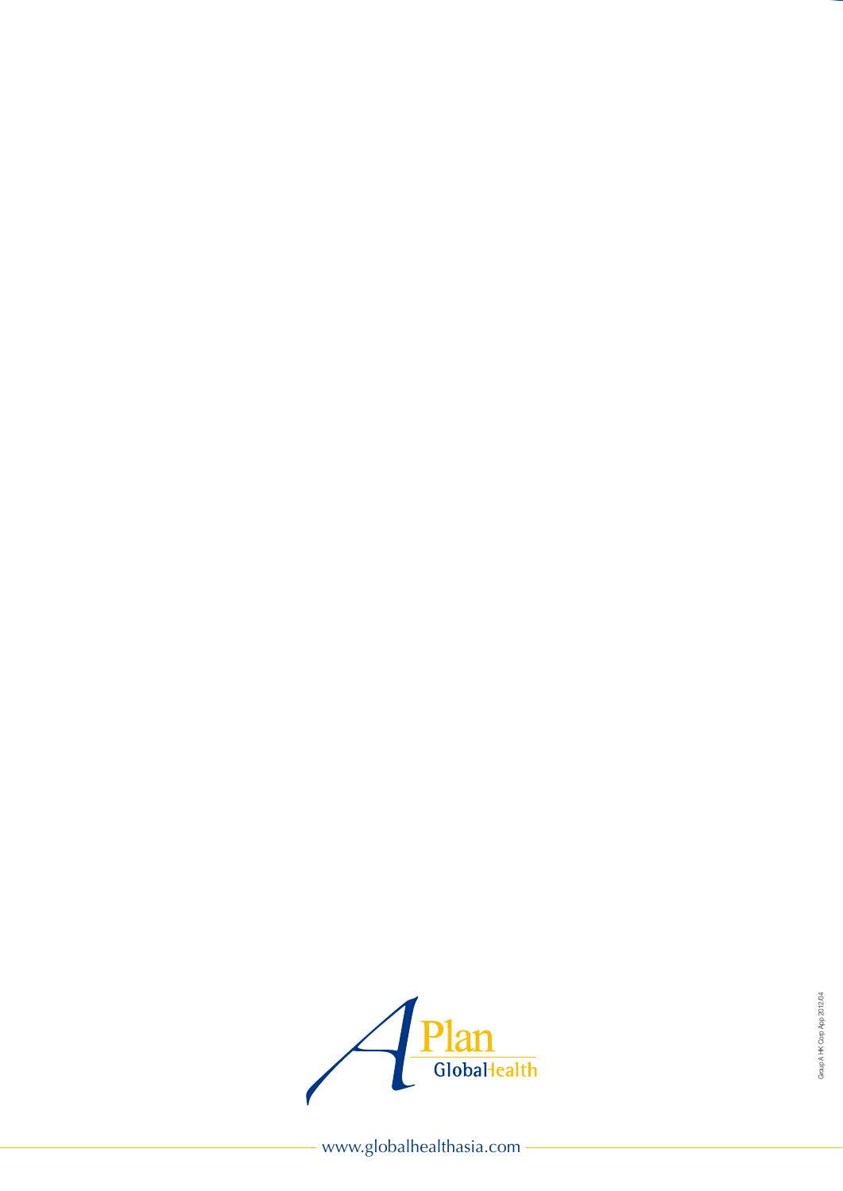Plan

GlobalHealth

www.globalhealthasia.com

Group A HK Corp App 2012.04